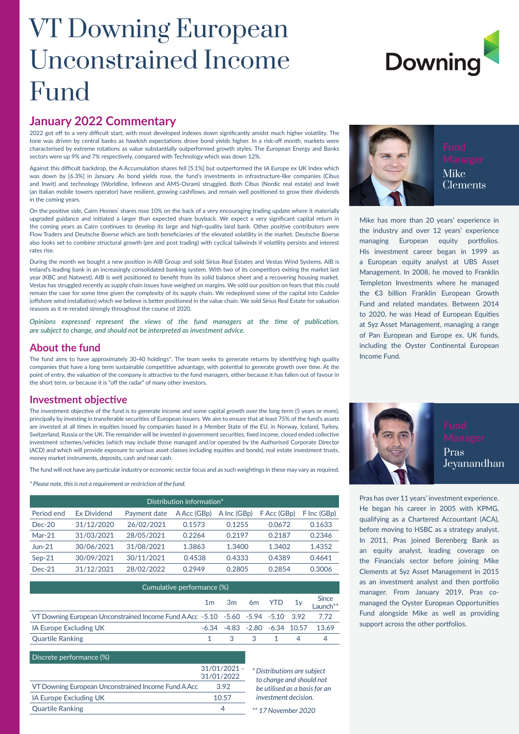# VT Downing European Unconstrained Income Fund

Downing

## January 2022 Commentary

2022 got off to a very difficult start, with most developed indexes down significantly amidst much higher volatility. The tone was driven by central banks as hawkish expectations drove bond yields higher. In a risk-off month, markets were characterised by extreme rotations as value substantially outperformed growth styles. The European Energy and Banks sectors were up 9% and 7% respectively, compared with Technology which was down 12%.

Against this difficult backdrop, the A Accumulation shares fell [5.1%] but outperformed the IA Europe ex UK Index which was down by [6.3%] in January. As bond yields rose, the fund's investments in infrastructure-like companies (Cibus and Inwit) and technology (Worldline, Infineon and AMS-Osram) struggled. Both Cibus (Nordic real estate) and Inwit (an Italian mobile towers operator) have resilient, growing cashflows, and remain well positioned to grow their dividends in the coming years.

On the positive side, Cairn Homes' shares rose 10% on the back of a very encouraging trading update where it materially upgraded guidance and initiated a larger than expected share buyback. We expect a very significant capital return in the coming years as Cairn continues to develop its large and high-quality land bank. Other positive contributors were Flow Traders and Deutsche Boerse which are both beneficiaries of the elevated volatility in the market. Deutsche Boerse also looks set to combine structural growth (pre and post trading) with cyclical tailwinds if volatility persists and interest rates rise.

During the month we bought a new position in AIB Group and sold Sirius Real Estates and Vestas Wind Systems. AIB is Ireland's leading bank in an increasingly consolidated banking system. With two of its competitors exiting the market last year (KBC and Natwest), AIB is well positioned to benefit from its solid balance sheet and a recovering housing market. Vestas has struggled recently as supply chain issues have weighed on margins. We sold our position on fears that this could remain the case for some time given the complexity of its supply chain. We redeployed some of the capital into Cadeler (offshore wind installation) which we believe is better positioned in the value chain. We sold Sirius Real Estate for valuation reasons as it re-rerated strongly throughout the course of 2020.

*Opinions expressed represent the views of the fund managers at the time of publication, are subject to change, and should not be interpreted as investment advice.*

## About the fund

The fund aims to have approximately 30-40 holdings*. The team seeks to generate returns by identifying high quality companies that have a long term sustainable competitive advantage, with potential to generate growth over time. At the point of entry, the valuation of the company is attractive to the fund managers, either because it has fallen out of favour in the short term, or because it is "off the radar" of many other investors.

## Investment objective

The investment objective of the fund is to generate income and some capital growth over the long term (5 years or more), principally by investing in transferable securities of European issuers. We aim to ensure that at least 75% of the fund's assets are invested at all times in equities issued by companies based in a Member State of the EU, in Norway, Iceland, Turkey, Switzerland, Russia or the UK. The remainder will be invested in government securities, fixed income, closed ended collective investment schemes/vehicles (which may include those managed and/or operated by the Authorised Corporate Director (ACD) and which will provide exposure to various asset classes including equities and bonds), real estate investment trusts, money market instruments, deposits, cash and near cash.

The fund will not have any particular industry or economic sector focus and as such weightings in these may vary as required.

*\* Please note, this is not a requirement or restriction of the fund.*

| Distribution information* | | | | | | |
|---|---|---|---|---|---|---|
| Period end | Ex Dividend | Payment date | A Acc (GBp) | A Inc (GBp) | F Acc (GBp) | F Inc (GBp) |
| Dec-20 | 31/12/2020 | 26/02/2021 | 0.1573 | 0.1255 | 0.0672 | 0.1633 |
| Mar-21 | 31/03/2021 | 28/05/2021 | 0.2264 | 0.2197 | 0.2187 | 0.2346 |
| Jun-21 | 30/06/2021 | 31/08/2021 | 1.3863 | 1.3400 | 1.3402 | 1.4352 |
| Sep-21 | 30/09/2021 | 30/11/2021 | 0.4538 | 0.4333 | 0.4389 | 0.4641 |
| Dec-21 | 31/12/2021 | 28/02/2022 | 0.2949 | 0.2805 | 0.2854 | 0.3006 |

| Cumulative performance (%) | | | | | | |
|---|---|---|---|---|---|---|
| | 1m | 3m | 6m | YTD | 1y | Since Launch** |
| VT Downing European Unconstrained Income Fund A Acc | -5.10 | -5.60 | -5.94 | -5.10 | 3.92 | 7.72 |
| IA Europe Excluding UK | -6.34 | -4.83 | -2.80 | -6.34 | 10.57 | 13.69 |
| Quartile Ranking | 1 | 3 | 3 | 1 | 4 | 4 |

| Discrete performance (%) | |
|---|---|
| | 31/01/2021 - 31/01/2022 |
| VT Downing European Unconstrained Income Fund A Acc | 3.92 |
| IA Europe Excluding UK | 10.57 |
| Quartile Ranking | 4 |

*\* Distributions are subject to change and should not be utilised as a basis for an investment decision.*

*\*\* 17 November 2020*

### Fund Manager
Mike Clements

Mike has more than 20 years' experience in the industry and over 12 years' experience managing European equity portfolios. His investment career began in 1999 as a European equity analyst at UBS Asset Management. In 2008, he moved to Franklin Templeton Investments where he managed the €3 billion Franklin European Growth Fund and related mandates. Between 2014 to 2020, he was Head of European Equities at Syz Asset Management, managing a range of Pan European and Europe ex. UK funds, including the Oyster Continental European Income Fund.

### Fund Manager
Pras Jeyanandhan

Pras has over 11 years' investment experience. He began his career in 2005 with KPMG, qualifying as a Chartered Accountant (ACA), before moving to HSBC as a strategy analyst. In 2011, Pras joined Berenberg Bank as an equity analyst, leading coverage on the Financials sector before joining Mike Clements at Syz Asset Management in 2015 as an investment analyst and then portfolio manager. From January 2019, Pras co-managed the Oyster European Opportunities Fund alongside Mike as well as providing support across the other portfolios.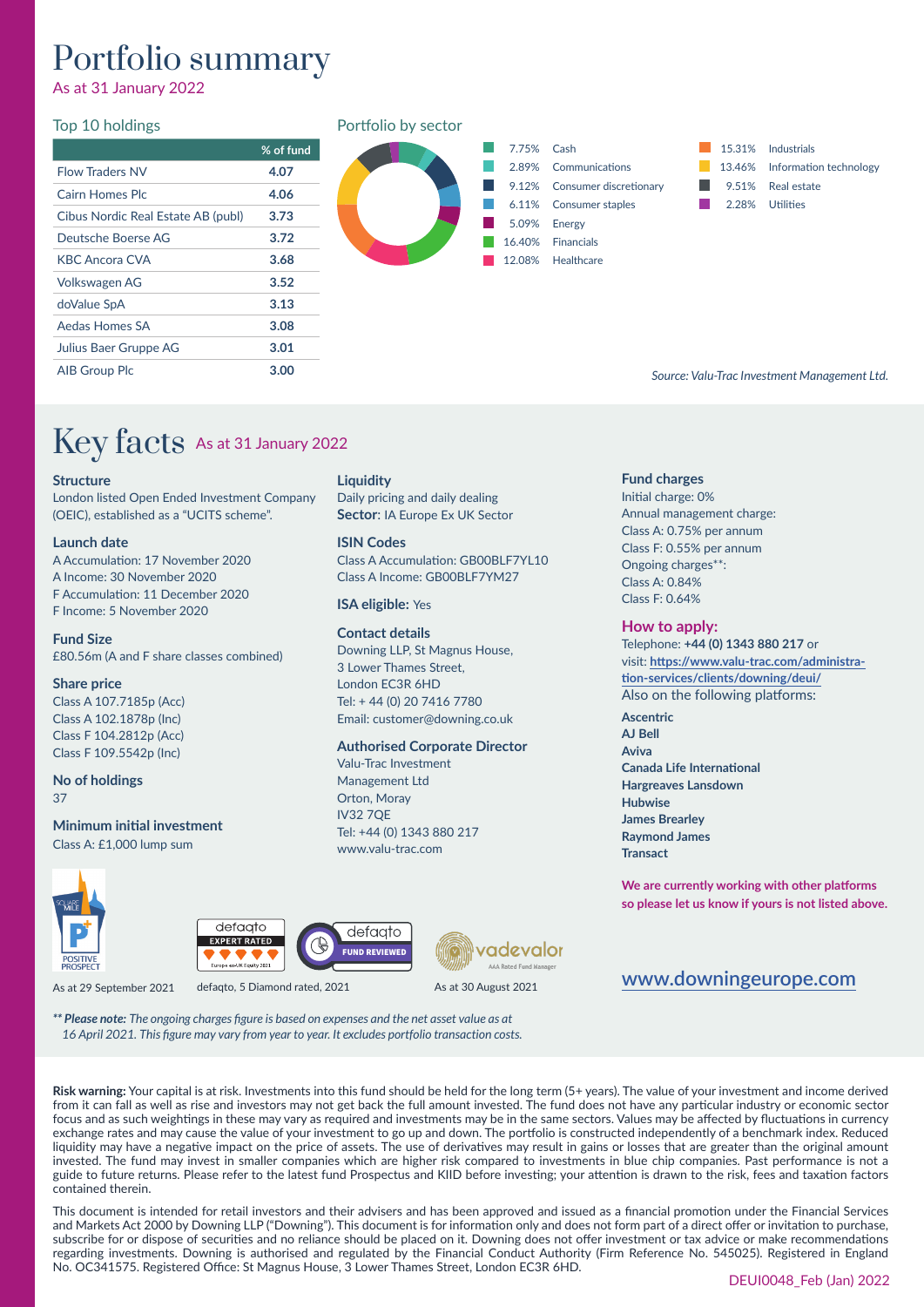# Portfolio summary

As at 31 January 2022

## Top 10 holdings

| | % of fund |
|---|---|
| Flow Traders NV | 4.07 |
| Cairn Homes Plc | 4.06 |
| Cibus Nordic Real Estate AB (publ) | 3.73 |
| Deutsche Boerse AG | 3.72 |
| KBC Ancora CVA | 3.68 |
| Volkswagen AG | 3.52 |
| doValue SpA | 3.13 |
| Aedas Homes SA | 3.08 |
| Julius Baer Gruppe AG | 3.01 |
| AIB Group Plc | 3.00 |

## Portfolio by sector

7.75% Cash
2.89% Communications
9.12% Consumer discretionary
6.11% Consumer staples
5.09% Energy
16.40% Financials
12.08% Healthcare
15.31% Industrials
13.46% Information technology
9.51% Real estate
2.28% Utilities

*Source: Valu-Trac Investment Management Ltd.*

# Key facts As at 31 January 2022

**Structure**
London listed Open Ended Investment Company (OEIC), established as a "UCITS scheme".

**Launch date**
A Accumulation: 17 November 2020
A Income: 30 November 2020
F Accumulation: 11 December 2020
F Income: 5 November 2020

**Fund Size**
£80.56m (A and F share classes combined)

**Share price**
Class A 107.7185p (Acc)
Class A 102.1878p (Inc)
Class F 104.2812p (Acc)
Class F 109.5542p (Inc)

**No of holdings**
37

**Minimum initial investment**
Class A: £1,000 lump sum

**Liquidity**
Daily pricing and daily dealing
**Sector**: IA Europe Ex UK Sector

**ISIN Codes**
Class A Accumulation: GB00BLF7YL10
Class A Income: GB00BLF7YM27

**ISA eligible:** Yes

**Contact details**
Downing LLP, St Magnus House,
3 Lower Thames Street,
London EC3R 6HD
Tel: + 44 (0) 20 7416 7780
Email: customer@downing.co.uk

**Authorised Corporate Director**
Valu-Trac Investment
Management Ltd
Orton, Moray
IV32 7QE
Tel: +44 (0) 1343 880 217
www.valu-trac.com

**Fund charges**
Initial charge: 0%
Annual management charge:
Class A: 0.75% per annum
Class F: 0.55% per annum
Ongoing charges**:
Class A: 0.84%
Class F: 0.64%

**How to apply:**
Telephone: **+44 (0) 1343 880 217** or visit: **https://www.valu-trac.com/administration-services/clients/downing/deui/**
Also on the following platforms:

**Ascentric**
**AJ Bell**
**Aviva**
**Canada Life International**
**Hargreaves Lansdown**
**Hubwise**
**James Brearley**
**Raymond James**
**Transact**

**We are currently working with other platforms so please let us know if yours is not listed above.**

As at 29 September 2021

defaqto, 5 Diamond rated, 2021

As at 30 August 2021

www.downingeurope.com

***Please note:** The ongoing charges figure is based on expenses and the net asset value as at 16 April 2021. This figure may vary from year to year. It excludes portfolio transaction costs.*

**Risk warning:** Your capital is at risk. Investments into this fund should be held for the long term (5+ years). The value of your investment and income derived from it can fall as well as rise and investors may not get back the full amount invested. The fund does not have any particular industry or economic sector focus and as such weightings in these may vary as required and investments may be in the same sectors. Values may be affected by fluctuations in currency exchange rates and may cause the value of your investment to go up and down. The portfolio is constructed independently of a benchmark index. Reduced liquidity may have a negative impact on the price of assets. The use of derivatives may result in gains or losses that are greater than the original amount invested. The fund may invest in smaller companies which are higher risk compared to investments in blue chip companies. Past performance is not a guide to future returns. Please refer to the latest fund Prospectus and KIID before investing; your attention is drawn to the risk, fees and taxation factors contained therein.

This document is intended for retail investors and their advisers and has been approved and issued as a financial promotion under the Financial Services and Markets Act 2000 by Downing LLP ("Downing"). This document is for information only and does not form part of a direct offer or invitation to purchase, subscribe for or dispose of securities and no reliance should be placed on it. Downing does not offer investment or tax advice or make recommendations regarding investments. Downing is authorised and regulated by the Financial Conduct Authority (Firm Reference No. 545025). Registered in England No. OC341575. Registered Office: St Magnus House, 3 Lower Thames Street, London EC3R 6HD.

DEUI0048_Feb (Jan) 2022